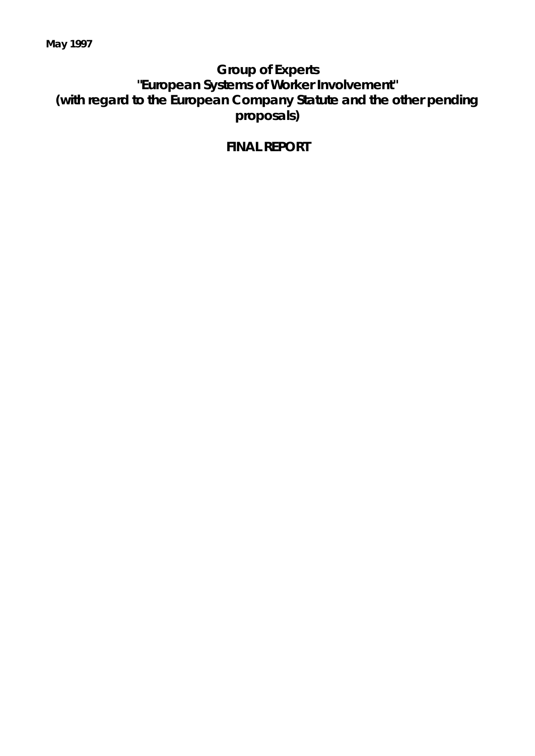**May 1997**

# Group of Experts "European Systems of Worker Involvement" (with regard to the European Company Statute and the other pending proposals)

## FINAL REPORT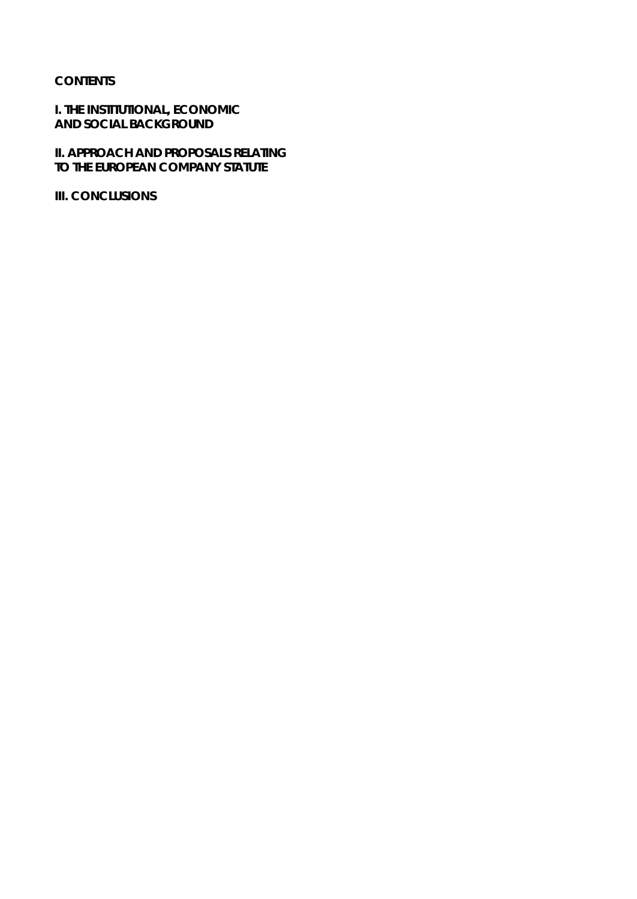**CONTENTS**

**I. THE INSTITUTIONAL, ECONOMIC AND SOCIAL BACKGROUND**

**II. APPROACH AND PROPOSALS RELATING TO THE EUROPEAN COMPANY STATUTE**

**III. CONCLUSIONS**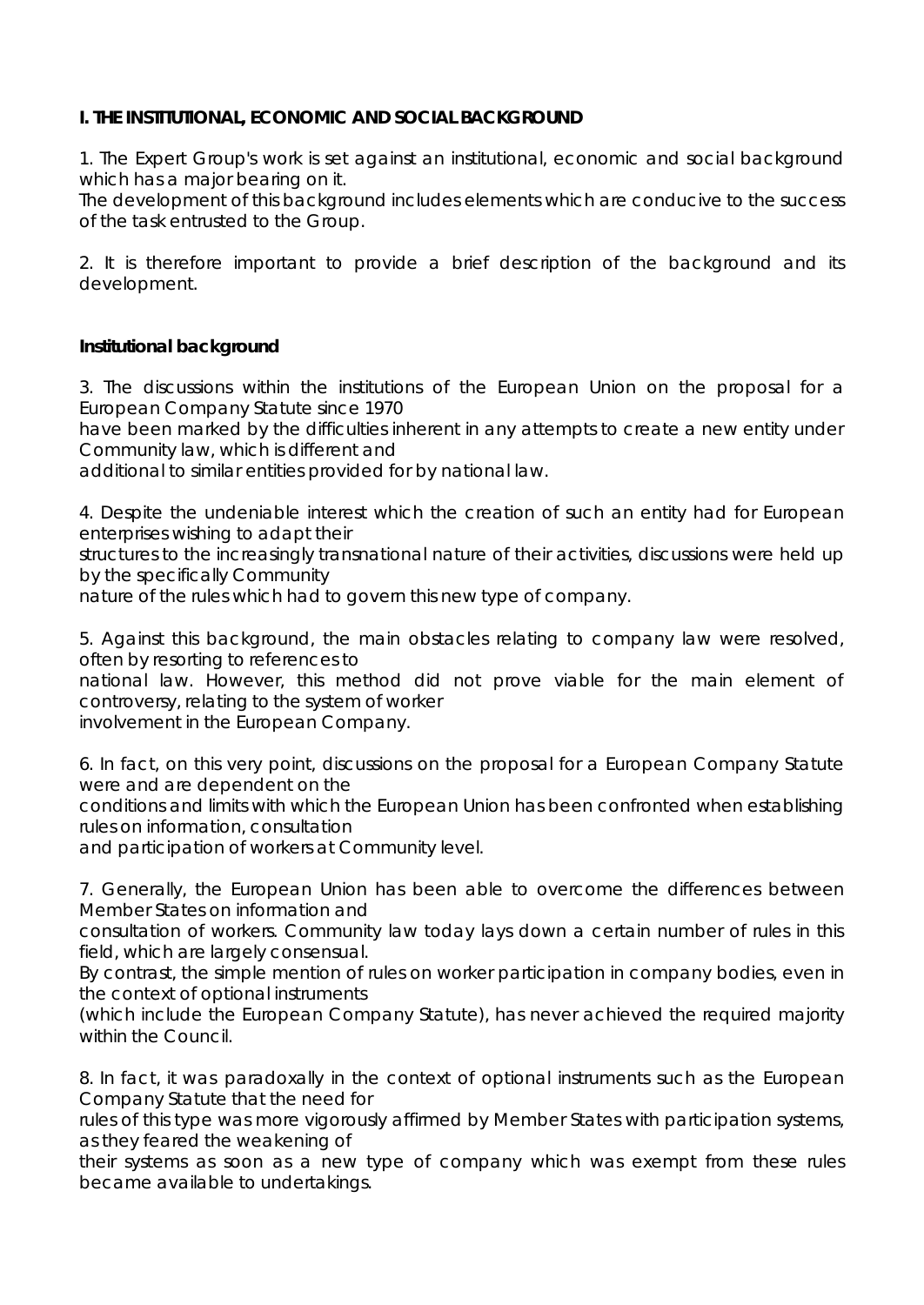**I. THE INSTITUTIONAL, ECONOMIC AND SOCIAL BACKGROUND**

1. The Expert Group's work is set against an institutional, economic and social background which has a major bearing on it.
The development of this background includes elements which are conducive to the success of the task entrusted to the Group.

2. It is therefore important to provide a brief description of the background and its development.

**Institutional background**

3. The discussions within the institutions of the European Union on the proposal for a European Company Statute since 1970 have been marked by the difficulties inherent in any attempts to create a new entity under Community law, which is different and additional to similar entities provided for by national law.

4. Despite the undeniable interest which the creation of such an entity had for European enterprises wishing to adapt their structures to the increasingly transnational nature of their activities, discussions were held up by the specifically Community nature of the rules which had to govern this new type of company.

5. Against this background, the main obstacles relating to company law were resolved, often by resorting to references to national law. However, this method did not prove viable for the main element of controversy, relating to the system of worker involvement in the European Company.

6. In fact, on this very point, discussions on the proposal for a European Company Statute were and are dependent on the conditions and limits with which the European Union has been confronted when establishing rules on information, consultation and participation of workers at Community level.

7. Generally, the European Union has been able to overcome the differences between Member States on information and consultation of workers. Community law today lays down a certain number of rules in this field, which are largely consensual.
By contrast, the simple mention of rules on worker participation in company bodies, even in the context of optional instruments (which include the European Company Statute), has never achieved the required majority within the Council.

8. In fact, it was paradoxally in the context of optional instruments such as the European Company Statute that the need for rules of this type was more vigorously affirmed by Member States with participation systems, as they feared the weakening of their systems as soon as a new type of company which was exempt from these rules became available to undertakings.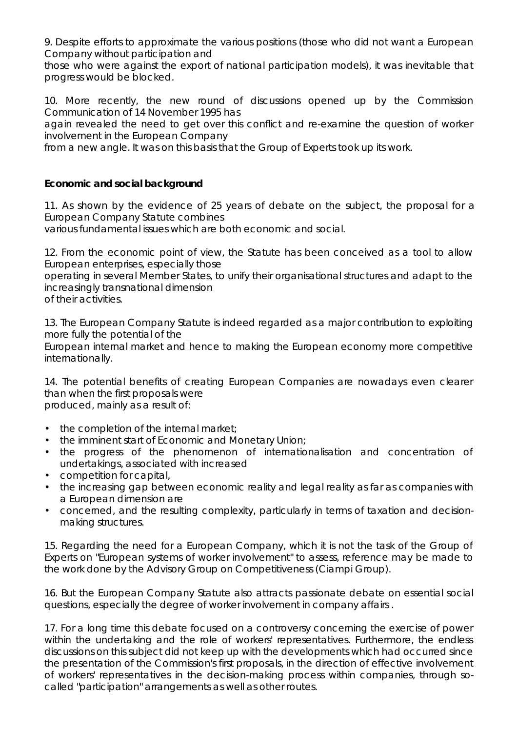9. Despite efforts to approximate the various positions (those who did not want a European Company without participation and those who were against the export of national participation models), it was inevitable that progress would be blocked.

10. More recently, the new round of discussions opened up by the Commission Communication of 14 November 1995 has again revealed the need to get over this conflict and re-examine the question of worker involvement in the European Company from a new angle. It was on this basis that the Group of Experts took up its work.

**Economic and social background**

11. As shown by the evidence of 25 years of debate on the subject, the proposal for a European Company Statute combines various fundamental issues which are both economic and social.

12. From the economic point of view, the Statute has been conceived as a tool to allow European enterprises, especially those operating in several Member States, to unify their organisational structures and adapt to the increasingly transnational dimension of their activities.

13. The European Company Statute is indeed regarded as a major contribution to exploiting more fully the potential of the European internal market and hence to making the European economy more competitive internationally.

14. The potential benefits of creating European Companies are nowadays even clearer than when the first proposals were produced, mainly as a result of:

- the completion of the internal market;
- the imminent start of Economic and Monetary Union;
- the progress of the phenomenon of internationalisation and concentration of undertakings, associated with increased
- competition for capital,
- the increasing gap between economic reality and legal reality as far as companies with a European dimension are
- concerned, and the resulting complexity, particularly in terms of taxation and decision-making structures.

15. Regarding the need for a European Company, which it is not the task of the Group of Experts on "European systems of worker involvement" to assess, reference may be made to the work done by the Advisory Group on Competitiveness (Ciampi Group).

16. But the European Company Statute also attracts passionate debate on essential social questions, especially the degree of worker involvement in company affairs .

17. For a long time this debate focused on a controversy concerning the exercise of power within the undertaking and the role of workers' representatives. Furthermore, the endless discussions on this subject did not keep up with the developments which had occurred since the presentation of the Commission's first proposals, in the direction of effective involvement of workers' representatives in the decision-making process within companies, through so-called "participation" arrangements as well as other routes.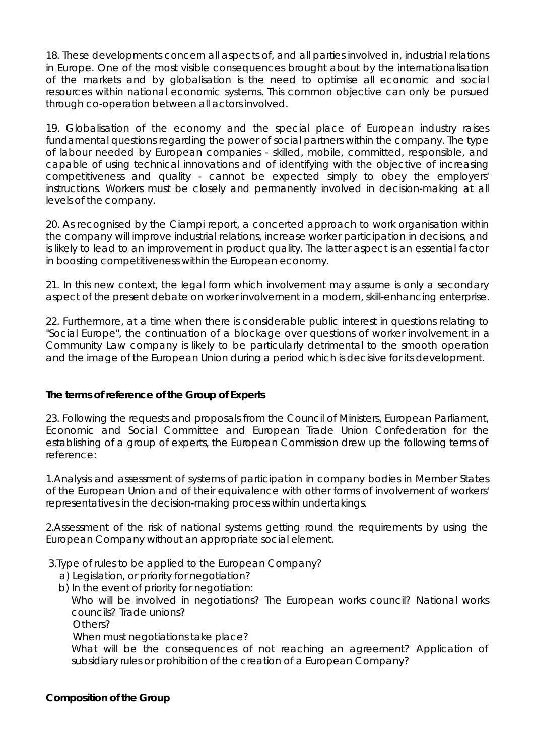18. These developments concern all aspects of, and all parties involved in, industrial relations in Europe. One of the most visible consequences brought about by the internationalisation of the markets and by globalisation is the need to optimise all economic and social resources within national economic systems. This common objective can only be pursued through co-operation between all actors involved.

19. Globalisation of the economy and the special place of European industry raises fundamental questions regarding the power of social partners within the company. The type of labour needed by European companies - skilled, mobile, committed, responsible, and capable of using technical innovations and of identifying with the objective of increasing competitiveness and quality - cannot be expected simply to obey the employers' instructions. Workers must be closely and permanently involved in decision-making at all levels of the company.

20. As recognised by the Ciampi report, a concerted approach to work organisation within the company will improve industrial relations, increase worker participation in decisions, and is likely to lead to an improvement in product quality. The latter aspect is an essential factor in boosting competitiveness within the European economy.

21. In this new context, the legal form which involvement may assume is only a secondary aspect of the present debate on worker involvement in a modern, skill-enhancing enterprise.

22. Furthermore, at a time when there is considerable public interest in questions relating to "Social Europe", the continuation of a blockage over questions of worker involvement in a Community Law company is likely to be particularly detrimental to the smooth operation and the image of the European Union during a period which is decisive for its development.

**The terms of reference of the Group of Experts**

23. Following the requests and proposals from the Council of Ministers, European Parliament, Economic and Social Committee and European Trade Union Confederation for the establishing of a group of experts, the European Commission drew up the following terms of reference:

1. Analysis and assessment of systems of participation in company bodies in Member States of the European Union and of their equivalence with other forms of involvement of workers' representatives in the decision-making process within undertakings.

2. Assessment of the risk of national systems getting round the requirements by using the European Company without an appropriate social element.

3. Type of rules to be applied to the European Company?
   - a) Legislation, or priority for negotiation?
   - b) In the event of priority for negotiation:

     Who will be involved in negotiations? The European works council? National works councils? Trade unions?

     Others?

     When must negotiations take place?

     What will be the consequences of not reaching an agreement? Application of subsidiary rules or prohibition of the creation of a European Company?

**Composition of the Group**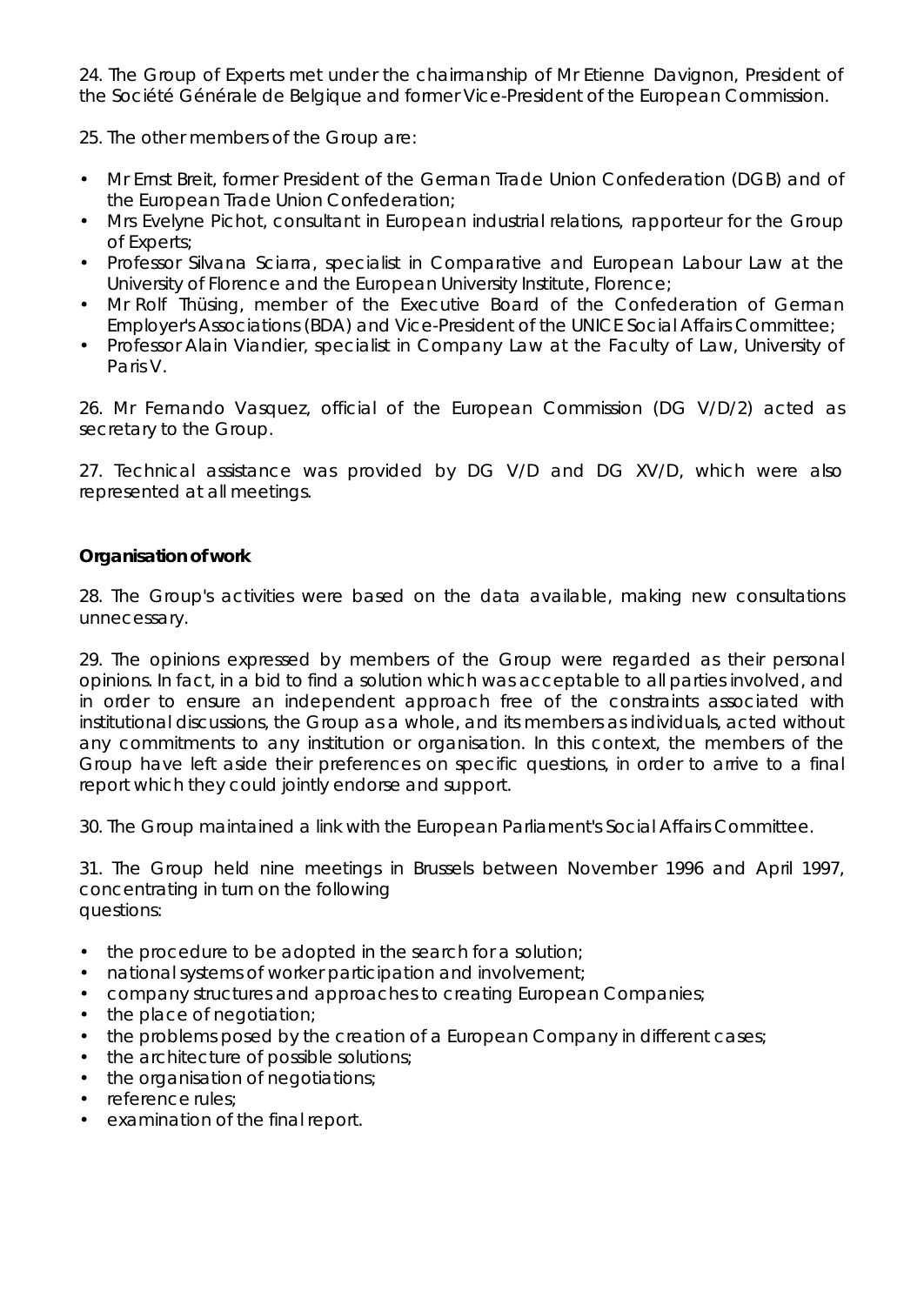24. The Group of Experts met under the chairmanship of Mr Etienne Davignon, President of the Société Générale de Belgique and former Vice-President of the European Commission.

25. The other members of the Group are:

- Mr Ernst Breit, former President of the German Trade Union Confederation (DGB) and of the European Trade Union Confederation;
- Mrs Evelyne Pichot, consultant in European industrial relations, rapporteur for the Group of Experts;
- Professor Silvana Sciarra, specialist in Comparative and European Labour Law at the University of Florence and the European University Institute, Florence;
- Mr Rolf Thüsing, member of the Executive Board of the Confederation of German Employer's Associations (BDA) and Vice-President of the UNICE Social Affairs Committee;
- Professor Alain Viandier, specialist in Company Law at the Faculty of Law, University of Paris V.

26. Mr Fernando Vasquez, official of the European Commission (DG V/D/2) acted as secretary to the Group.

27. Technical assistance was provided by DG V/D and DG XV/D, which were also represented at all meetings.

**Organisation of work**

28. The Group's activities were based on the data available, making new consultations unnecessary.

29. The opinions expressed by members of the Group were regarded as their personal opinions. In fact, in a bid to find a solution which was acceptable to all parties involved, and in order to ensure an independent approach free of the constraints associated with institutional discussions, the Group as a whole, and its members as individuals, acted without any commitments to any institution or organisation. In this context, the members of the Group have left aside their preferences on specific questions, in order to arrive to a final report which they could jointly endorse and support.

30. The Group maintained a link with the European Parliament's Social Affairs Committee.

31. The Group held nine meetings in Brussels between November 1996 and April 1997, concentrating in turn on the following questions:

- the procedure to be adopted in the search for a solution;
- national systems of worker participation and involvement;
- company structures and approaches to creating European Companies;
- the place of negotiation;
- the problems posed by the creation of a European Company in different cases;
- the architecture of possible solutions;
- the organisation of negotiations;
- reference rules;
- examination of the final report.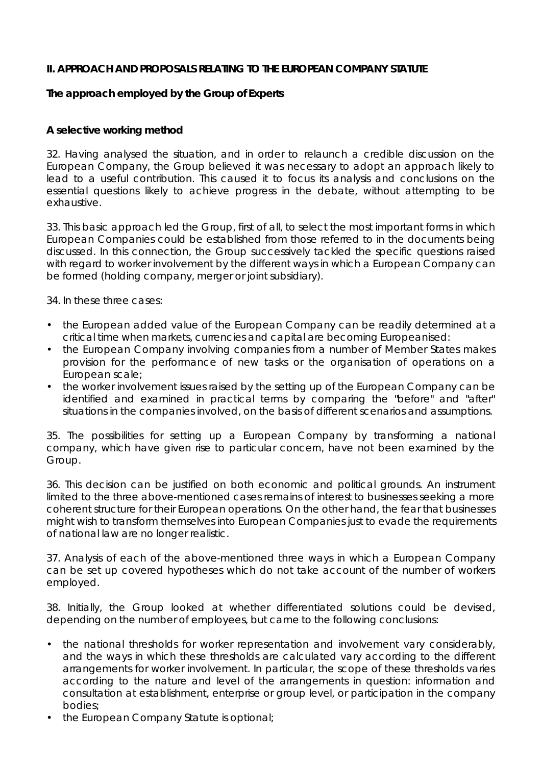## II. APPROACH AND PROPOSALS RELATING TO THE EUROPEAN COMPANY STATUTE

### The approach employed by the Group of Experts

#### A selective working method

32. Having analysed the situation, and in order to relaunch a credible discussion on the European Company, the Group believed it was necessary to adopt an approach likely to lead to a useful contribution. This caused it to focus its analysis and conclusions on the essential questions likely to achieve progress in the debate, without attempting to be exhaustive.

33. This basic approach led the Group, first of all, to select the most important forms in which European Companies could be established from those referred to in the documents being discussed. In this connection, the Group successively tackled the specific questions raised with regard to worker involvement by the different ways in which a European Company can be formed (holding company, merger or joint subsidiary).

34. In these three cases:

- the European added value of the European Company can be readily determined at a critical time when markets, currencies and capital are becoming Europeanised:
- the European Company involving companies from a number of Member States makes provision for the performance of new tasks or the organisation of operations on a European scale;
- the worker involvement issues raised by the setting up of the European Company can be identified and examined in practical terms by comparing the "before" and "after" situations in the companies involved, on the basis of different scenarios and assumptions.

35. The possibilities for setting up a European Company by transforming a national company, which have given rise to particular concern, have not been examined by the Group.

36. This decision can be justified on both economic and political grounds. An instrument limited to the three above-mentioned cases remains of interest to businesses seeking a more coherent structure for their European operations. On the other hand, the fear that businesses might wish to transform themselves into European Companies just to evade the requirements of national law are no longer realistic.

37. Analysis of each of the above-mentioned three ways in which a European Company can be set up covered hypotheses which do not take account of the number of workers employed.

38. Initially, the Group looked at whether differentiated solutions could be devised, depending on the number of employees, but came to the following conclusions:

- the national thresholds for worker representation and involvement vary considerably, and the ways in which these thresholds are calculated vary according to the different arrangements for worker involvement. In particular, the scope of these thresholds varies according to the nature and level of the arrangements in question: information and consultation at establishment, enterprise or group level, or participation in the company bodies;
- the European Company Statute is optional;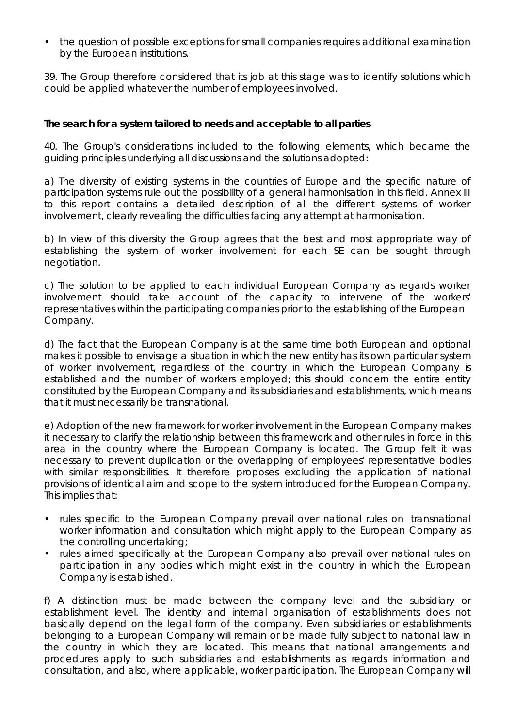- the question of possible exceptions for small companies requires additional examination by the European institutions.

39. The Group therefore considered that its job at this stage was to identify solutions which could be applied whatever the number of employees involved.

**The search for a system tailored to needs and acceptable to all parties**

40. The Group's considerations included to the following elements, which became the guiding principles underlying all discussions and the solutions adopted:

a) The diversity of existing systems in the countries of Europe and the specific nature of participation systems rule out the possibility of a general harmonisation in this field. Annex III to this report contains a detailed description of all the different systems of worker involvement, clearly revealing the difficulties facing any attempt at harmonisation.

b) In view of this diversity the Group agrees that the best and most appropriate way of establishing the system of worker involvement for each SE can be sought through negotiation.

c) The solution to be applied to each individual European Company as regards worker involvement should take account of the capacity to intervene of the workers' representatives within the participating companies prior to the establishing of the European Company.

d) The fact that the European Company is at the same time both European and optional makes it possible to envisage a situation in which the new entity has its own particular system of worker involvement, regardless of the country in which the European Company is established and the number of workers employed; this should concern the entire entity constituted by the European Company and its subsidiaries and establishments, which means that it must necessarily be transnational.

e) Adoption of the new framework for worker involvement in the European Company makes it necessary to clarify the relationship between this framework and other rules in force in this area in the country where the European Company is located. The Group felt it was necessary to prevent duplication or the overlapping of employees' representative bodies with similar responsibilities. It therefore proposes excluding the application of national provisions of identical aim and scope to the system introduced for the European Company. This implies that:

- rules specific to the European Company prevail over national rules on transnational worker information and consultation which might apply to the European Company as the controlling undertaking;
- rules aimed specifically at the European Company also prevail over national rules on participation in any bodies which might exist in the country in which the European Company is established.

f) A distinction must be made between the company level and the subsidiary or establishment level. The identity and internal organisation of establishments does not basically depend on the legal form of the company. Even subsidiaries or establishments belonging to a European Company will remain or be made fully subject to national law in the country in which they are located. This means that national arrangements and procedures apply to such subsidiaries and establishments as regards information and consultation, and also, where applicable, worker participation. The European Company will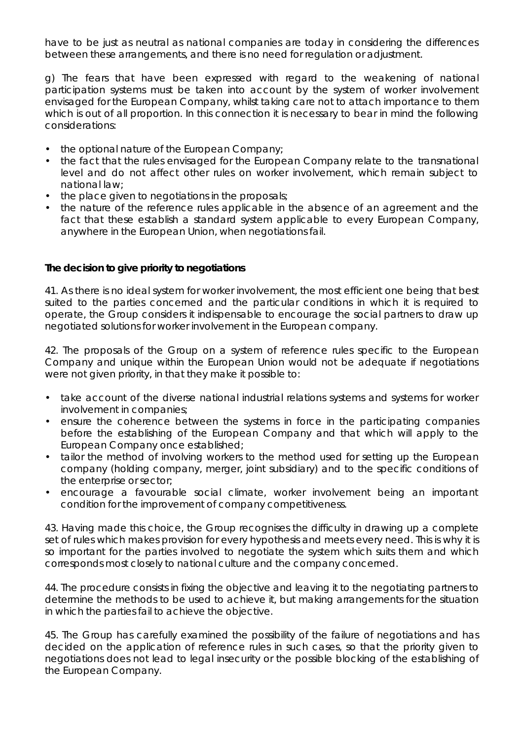have to be just as neutral as national companies are today in considering the differences between these arrangements, and there is no need for regulation or adjustment.

g) The fears that have been expressed with regard to the weakening of national participation systems must be taken into account by the system of worker involvement envisaged for the European Company, whilst taking care not to attach importance to them which is out of all proportion. In this connection it is necessary to bear in mind the following considerations:

- the optional nature of the European Company;
- the fact that the rules envisaged for the European Company relate to the transnational level and do not affect other rules on worker involvement, which remain subject to national law;
- the place given to negotiations in the proposals;
- the nature of the reference rules applicable in the absence of an agreement and the fact that these establish a standard system applicable to every European Company, anywhere in the European Union, when negotiations fail.

**The decision to give priority to negotiations**

41. As there is no ideal system for worker involvement, the most efficient one being that best suited to the parties concerned and the particular conditions in which it is required to operate, the Group considers it indispensable to encourage the social partners to draw up negotiated solutions for worker involvement in the European company.

42. The proposals of the Group on a system of reference rules specific to the European Company and unique within the European Union would not be adequate if negotiations were not given priority, in that they make it possible to:

- take account of the diverse national industrial relations systems and systems for worker involvement in companies;
- ensure the coherence between the systems in force in the participating companies before the establishing of the European Company and that which will apply to the European Company once established;
- tailor the method of involving workers to the method used for setting up the European company (holding company, merger, joint subsidiary) and to the specific conditions of the enterprise or sector;
- encourage a favourable social climate, worker involvement being an important condition for the improvement of company competitiveness.

43. Having made this choice, the Group recognises the difficulty in drawing up a complete set of rules which makes provision for every hypothesis and meets every need. This is why it is so important for the parties involved to negotiate the system which suits them and which corresponds most closely to national culture and the company concerned.

44. The procedure consists in fixing the objective and leaving it to the negotiating partners to determine the methods to be used to achieve it, but making arrangements for the situation in which the parties fail to achieve the objective.

45. The Group has carefully examined the possibility of the failure of negotiations and has decided on the application of reference rules in such cases, so that the priority given to negotiations does not lead to legal insecurity or the possible blocking of the establishing of the European Company.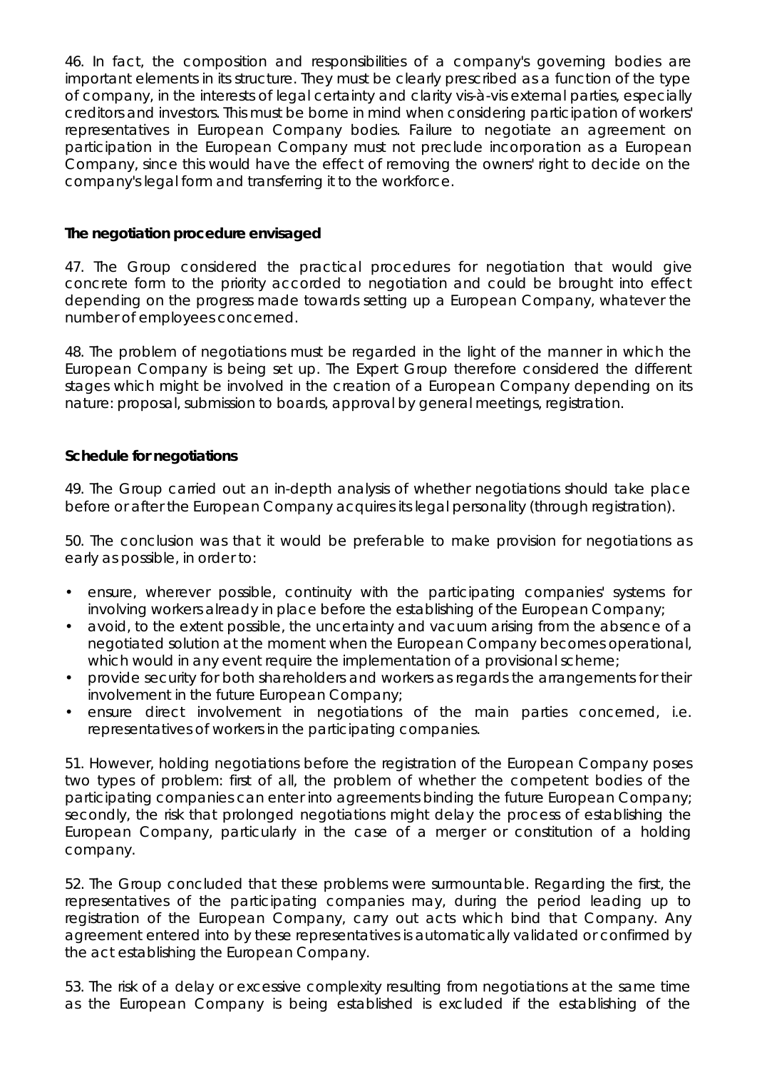46. In fact, the composition and responsibilities of a company's governing bodies are important elements in its structure. They must be clearly prescribed as a function of the type of company, in the interests of legal certainty and clarity vis-à-vis external parties, especially creditors and investors. This must be borne in mind when considering participation of workers' representatives in European Company bodies. Failure to negotiate an agreement on participation in the European Company must not preclude incorporation as a European Company, since this would have the effect of removing the owners' right to decide on the company's legal form and transferring it to the workforce.

**The negotiation procedure envisaged**

47. The Group considered the practical procedures for negotiation that would give concrete form to the priority accorded to negotiation and could be brought into effect depending on the progress made towards setting up a European Company, whatever the number of employees concerned.

48. The problem of negotiations must be regarded in the light of the manner in which the European Company is being set up. The Expert Group therefore considered the different stages which might be involved in the creation of a European Company depending on its nature: proposal, submission to boards, approval by general meetings, registration.

**Schedule for negotiations**

49. The Group carried out an in-depth analysis of whether negotiations should take place before or after the European Company acquires its legal personality (through registration).

50. The conclusion was that it would be preferable to make provision for negotiations as early as possible, in order to:

- ensure, wherever possible, continuity with the participating companies' systems for involving workers already in place before the establishing of the European Company;
- avoid, to the extent possible, the uncertainty and vacuum arising from the absence of a negotiated solution at the moment when the European Company becomes operational, which would in any event require the implementation of a provisional scheme;
- provide security for both shareholders and workers as regards the arrangements for their involvement in the future European Company;
- ensure direct involvement in negotiations of the main parties concerned, i.e. representatives of workers in the participating companies.

51. However, holding negotiations before the registration of the European Company poses two types of problem: first of all, the problem of whether the competent bodies of the participating companies can enter into agreements binding the future European Company; secondly, the risk that prolonged negotiations might delay the process of establishing the European Company, particularly in the case of a merger or constitution of a holding company.

52. The Group concluded that these problems were surmountable. Regarding the first, the representatives of the participating companies may, during the period leading up to registration of the European Company, carry out acts which bind that Company. Any agreement entered into by these representatives is automatically validated or confirmed by the act establishing the European Company.

53. The risk of a delay or excessive complexity resulting from negotiations at the same time as the European Company is being established is excluded if the establishing of the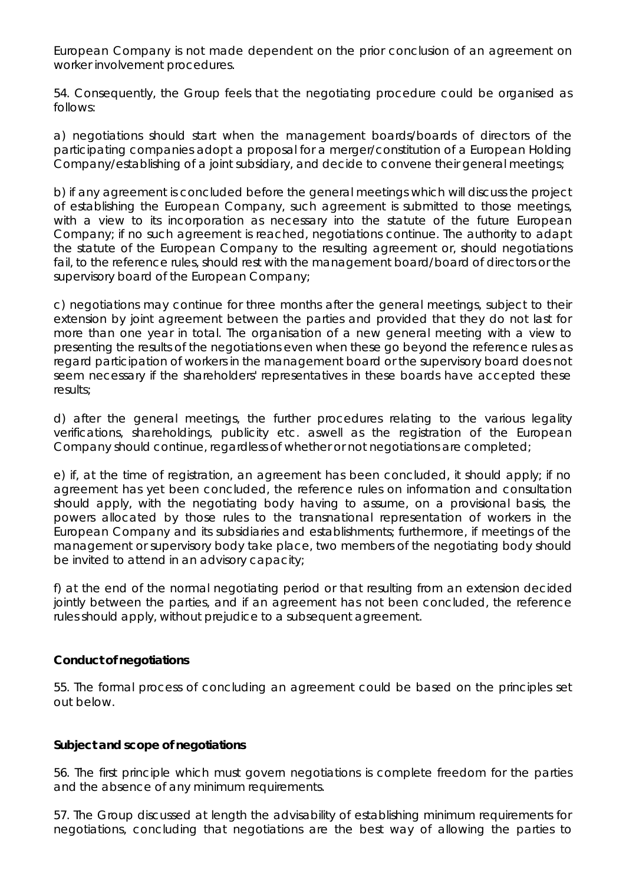European Company is not made dependent on the prior conclusion of an agreement on worker involvement procedures.

54. Consequently, the Group feels that the negotiating procedure could be organised as follows:

a) negotiations should start when the management boards/boards of directors of the participating companies adopt a proposal for a merger/constitution of a European Holding Company/establishing of a joint subsidiary, and decide to convene their general meetings;

b) if any agreement is concluded before the general meetings which will discuss the project of establishing the European Company, such agreement is submitted to those meetings, with a view to its incorporation as necessary into the statute of the future European Company; if no such agreement is reached, negotiations continue. The authority to adapt the statute of the European Company to the resulting agreement or, should negotiations fail, to the reference rules, should rest with the management board/board of directors or the supervisory board of the European Company;

c) negotiations may continue for three months after the general meetings, subject to their extension by joint agreement between the parties and provided that they do not last for more than one year in total. The organisation of a new general meeting with a view to presenting the results of the negotiations even when these go beyond the reference rules as regard participation of workers in the management board or the supervisory board does not seem necessary if the shareholders' representatives in these boards have accepted these results;

d) after the general meetings, the further procedures relating to the various legality verifications, shareholdings, publicity etc. aswell as the registration of the European Company should continue, regardless of whether or not negotiations are completed;

e) if, at the time of registration, an agreement has been concluded, it should apply; if no agreement has yet been concluded, the reference rules on information and consultation should apply, with the negotiating body having to assume, on a provisional basis, the powers allocated by those rules to the transnational representation of workers in the European Company and its subsidiaries and establishments; furthermore, if meetings of the management or supervisory body take place, two members of the negotiating body should be invited to attend in an advisory capacity;

f) at the end of the normal negotiating period or that resulting from an extension decided jointly between the parties, and if an agreement has not been concluded, the reference rules should apply, without prejudice to a subsequent agreement.

**Conduct of negotiations**

55. The formal process of concluding an agreement could be based on the principles set out below.

**Subject and scope of negotiations**

56. The first principle which must govern negotiations is complete freedom for the parties and the absence of any minimum requirements.

57. The Group discussed at length the advisability of establishing minimum requirements for negotiations, concluding that negotiations are the best way of allowing the parties to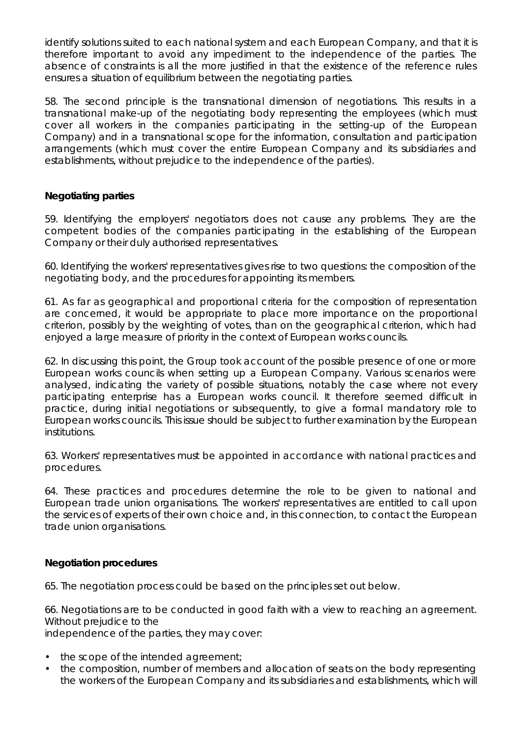identify solutions suited to each national system and each European Company, and that it is therefore important to avoid any impediment to the independence of the parties. The absence of constraints is all the more justified in that the existence of the reference rules ensures a situation of equilibrium between the negotiating parties.

58. The second principle is the transnational dimension of negotiations. This results in a transnational make-up of the negotiating body representing the employees (which must cover all workers in the companies participating in the setting-up of the European Company) and in a transnational scope for the information, consultation and participation arrangements (which must cover the entire European Company and its subsidiaries and establishments, without prejudice to the independence of the parties).

**Negotiating parties**

59. Identifying the employers' negotiators does not cause any problems. They are the competent bodies of the companies participating in the establishing of the European Company or their duly authorised representatives.

60. Identifying the workers' representatives gives rise to two questions: the composition of the negotiating body, and the procedures for appointing its members.

61. As far as geographical and proportional criteria for the composition of representation are concerned, it would be appropriate to place more importance on the proportional criterion, possibly by the weighting of votes, than on the geographical criterion, which had enjoyed a large measure of priority in the context of European works councils.

62. In discussing this point, the Group took account of the possible presence of one or more European works councils when setting up a European Company. Various scenarios were analysed, indicating the variety of possible situations, notably the case where not every participating enterprise has a European works council. It therefore seemed difficult in practice, during initial negotiations or subsequently, to give a formal mandatory role to European works councils. This issue should be subject to further examination by the European institutions.

63. Workers' representatives must be appointed in accordance with national practices and procedures.

64. These practices and procedures determine the role to be given to national and European trade union organisations. The workers' representatives are entitled to call upon the services of experts of their own choice and, in this connection, to contact the European trade union organisations.

**Negotiation procedures**

65. The negotiation process could be based on the principles set out below.

66. Negotiations are to be conducted in good faith with a view to reaching an agreement. Without prejudice to the independence of the parties, they may cover:

- the scope of the intended agreement;
- the composition, number of members and allocation of seats on the body representing the workers of the European Company and its subsidiaries and establishments, which will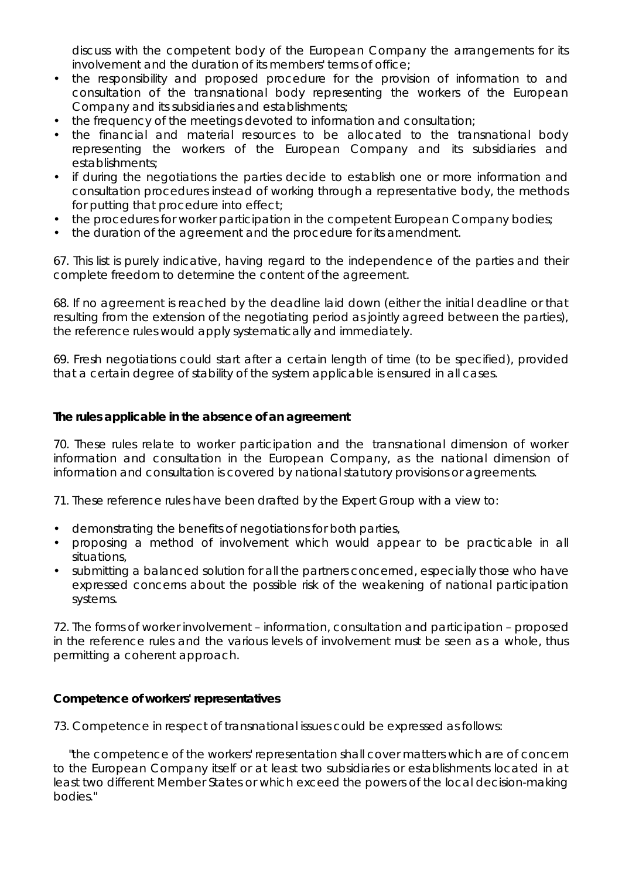discuss with the competent body of the European Company the arrangements for its involvement and the duration of its members' terms of office;

- the responsibility and proposed procedure for the provision of information to and consultation of the transnational body representing the workers of the European Company and its subsidiaries and establishments;
- the frequency of the meetings devoted to information and consultation;
- the financial and material resources to be allocated to the transnational body representing the workers of the European Company and its subsidiaries and establishments;
- if during the negotiations the parties decide to establish one or more information and consultation procedures instead of working through a representative body, the methods for putting that procedure into effect;
- the procedures for worker participation in the competent European Company bodies;
- the duration of the agreement and the procedure for its amendment.

67. This list is purely indicative, having regard to the independence of the parties and their complete freedom to determine the content of the agreement.

68. If no agreement is reached by the deadline laid down (either the initial deadline or that resulting from the extension of the negotiating period as jointly agreed between the parties), the reference rules would apply systematically and immediately.

69. Fresh negotiations could start after a certain length of time (to be specified), provided that a certain degree of stability of the system applicable is ensured in all cases.

**The rules applicable in the absence of an agreement**

70. These rules relate to worker participation and the transnational dimension of worker information and consultation in the European Company, as the national dimension of information and consultation is covered by national statutory provisions or agreements.

71. These reference rules have been drafted by the Expert Group with a view to:

- demonstrating the benefits of negotiations for both parties,
- proposing a method of involvement which would appear to be practicable in all situations,
- submitting a balanced solution for all the partners concerned, especially those who have expressed concerns about the possible risk of the weakening of national participation systems.

72. The forms of worker involvement – information, consultation and participation – proposed in the reference rules and the various levels of involvement must be seen as a whole, thus permitting a coherent approach.

**Competence of workers' representatives**

73. Competence in respect of transnational issues could be expressed as follows:

"the competence of the workers' representation shall cover matters which are of concern to the European Company itself or at least two subsidiaries or establishments located in at least two different Member States or which exceed the powers of the local decision-making bodies."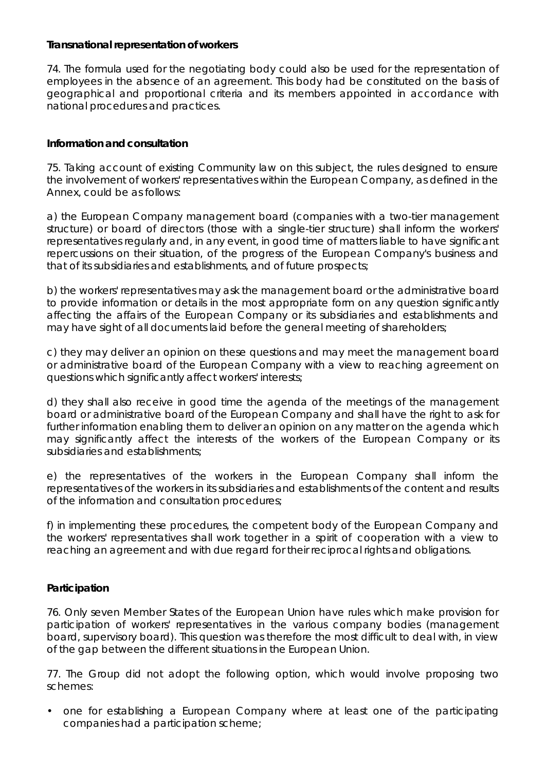**Transnational representation of workers**

74. The formula used for the negotiating body could also be used for the representation of employees in the absence of an agreement. This body had be constituted on the basis of geographical and proportional criteria and its members appointed in accordance with national procedures and practices.

**Information and consultation**

75. Taking account of existing Community law on this subject, the rules designed to ensure the involvement of workers' representatives within the European Company, as defined in the Annex, could be as follows:

a) the European Company management board (companies with a two-tier management structure) or board of directors (those with a single-tier structure) shall inform the workers' representatives regularly and, in any event, in good time of matters liable to have significant repercussions on their situation, of the progress of the European Company's business and that of its subsidiaries and establishments, and of future prospects;

b) the workers' representatives may ask the management board or the administrative board to provide information or details in the most appropriate form on any question significantly affecting the affairs of the European Company or its subsidiaries and establishments and may have sight of all documents laid before the general meeting of shareholders;

c) they may deliver an opinion on these questions and may meet the management board or administrative board of the European Company with a view to reaching agreement on questions which significantly affect workers' interests;

d) they shall also receive in good time the agenda of the meetings of the management board or administrative board of the European Company and shall have the right to ask for further information enabling them to deliver an opinion on any matter on the agenda which may significantly affect the interests of the workers of the European Company or its subsidiaries and establishments;

e) the representatives of the workers in the European Company shall inform the representatives of the workers in its subsidiaries and establishments of the content and results of the information and consultation procedures;

f) in implementing these procedures, the competent body of the European Company and the workers' representatives shall work together in a spirit of cooperation with a view to reaching an agreement and with due regard for their reciprocal rights and obligations.

**Participation**

76. Only seven Member States of the European Union have rules which make provision for participation of workers' representatives in the various company bodies (management board, supervisory board). This question was therefore the most difficult to deal with, in view of the gap between the different situations in the European Union.

77. The Group did not adopt the following option, which would involve proposing two schemes:

- one for establishing a European Company where at least one of the participating companies had a participation scheme;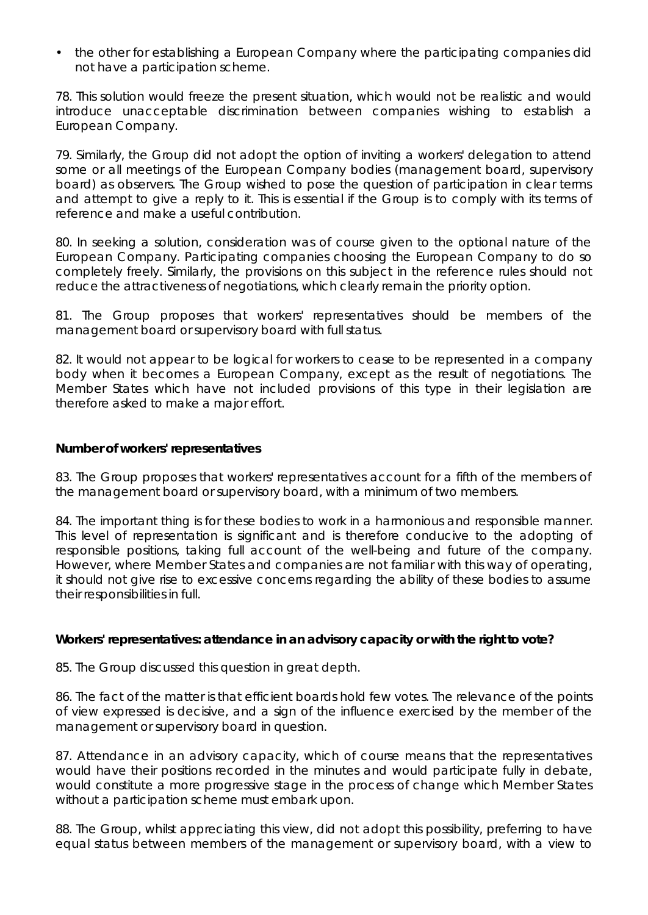- the other for establishing a European Company where the participating companies did not have a participation scheme.

78. This solution would freeze the present situation, which would not be realistic and would introduce unacceptable discrimination between companies wishing to establish a European Company.

79. Similarly, the Group did not adopt the option of inviting a workers' delegation to attend some or all meetings of the European Company bodies (management board, supervisory board) as observers. The Group wished to pose the question of participation in clear terms and attempt to give a reply to it. This is essential if the Group is to comply with its terms of reference and make a useful contribution.

80. In seeking a solution, consideration was of course given to the optional nature of the European Company. Participating companies choosing the European Company to do so completely freely. Similarly, the provisions on this subject in the reference rules should not reduce the attractiveness of negotiations, which clearly remain the priority option.

81. The Group proposes that workers' representatives should be members of the management board or supervisory board with full status.

82. It would not appear to be logical for workers to cease to be represented in a company body when it becomes a European Company, except as the result of negotiations. The Member States which have not included provisions of this type in their legislation are therefore asked to make a major effort.

**Number of workers' representatives**

83. The Group proposes that workers' representatives account for a fifth of the members of the management board or supervisory board, with a minimum of two members.

84. The important thing is for these bodies to work in a harmonious and responsible manner. This level of representation is significant and is therefore conducive to the adopting of responsible positions, taking full account of the well-being and future of the company. However, where Member States and companies are not familiar with this way of operating, it should not give rise to excessive concerns regarding the ability of these bodies to assume their responsibilities in full.

**Workers' representatives: attendance in an advisory capacity or with the right to vote?**

85. The Group discussed this question in great depth.

86. The fact of the matter is that efficient boards hold few votes. The relevance of the points of view expressed is decisive, and a sign of the influence exercised by the member of the management or supervisory board in question.

87. Attendance in an advisory capacity, which of course means that the representatives would have their positions recorded in the minutes and would participate fully in debate, would constitute a more progressive stage in the process of change which Member States without a participation scheme must embark upon.

88. The Group, whilst appreciating this view, did not adopt this possibility, preferring to have equal status between members of the management or supervisory board, with a view to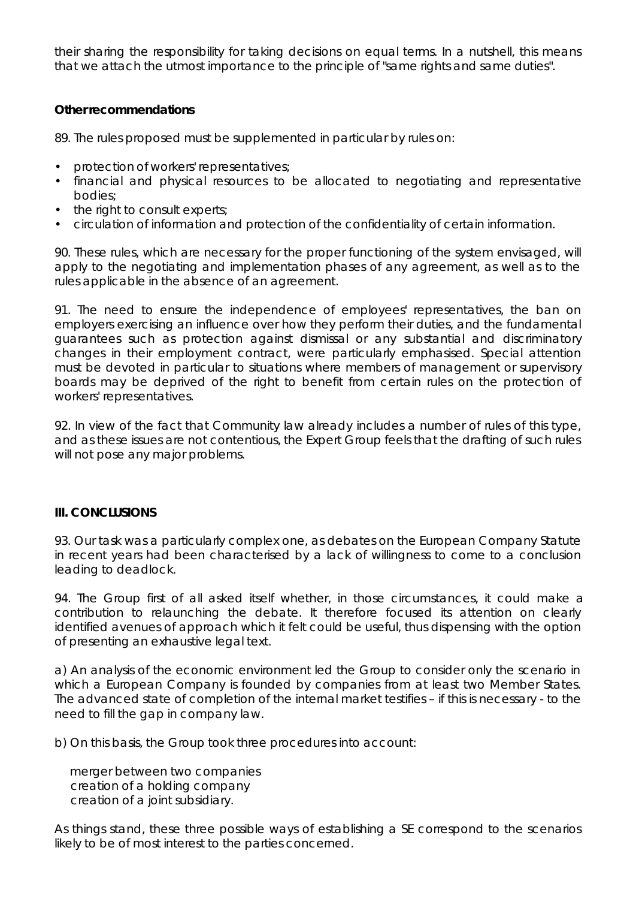their sharing the responsibility for taking decisions on equal terms. In a nutshell, this means that we attach the utmost importance to the principle of "same rights and same duties".

**Other recommendations**

89. The rules proposed must be supplemented in particular by rules on:

- protection of workers' representatives;
- financial and physical resources to be allocated to negotiating and representative bodies;
- the right to consult experts;
- circulation of information and protection of the confidentiality of certain information.

90. These rules, which are necessary for the proper functioning of the system envisaged, will apply to the negotiating and implementation phases of any agreement, as well as to the rules applicable in the absence of an agreement.

91. The need to ensure the independence of employees' representatives, the ban on employers exercising an influence over how they perform their duties, and the fundamental guarantees such as protection against dismissal or any substantial and discriminatory changes in their employment contract, were particularly emphasised. Special attention must be devoted in particular to situations where members of management or supervisory boards may be deprived of the right to benefit from certain rules on the protection of workers' representatives.

92. In view of the fact that Community law already includes a number of rules of this type, and as these issues are not contentious, the Expert Group feels that the drafting of such rules will not pose any major problems.

## III. CONCLUSIONS

93. Our task was a particularly complex one, as debates on the European Company Statute in recent years had been characterised by a lack of willingness to come to a conclusion leading to deadlock.

94. The Group first of all asked itself whether, in those circumstances, it could make a contribution to relaunching the debate. It therefore focused its attention on clearly identified avenues of approach which it felt could be useful, thus dispensing with the option of presenting an exhaustive legal text.

a) An analysis of the economic environment led the Group to consider only the scenario in which a European Company is founded by companies from at least two Member States. The advanced state of completion of the internal market testifies – if this is necessary - to the need to fill the gap in company law.

b) On this basis, the Group took three procedures into account:

merger between two companies
creation of a holding company
creation of a joint subsidiary.

As things stand, these three possible ways of establishing a SE correspond to the scenarios likely to be of most interest to the parties concerned.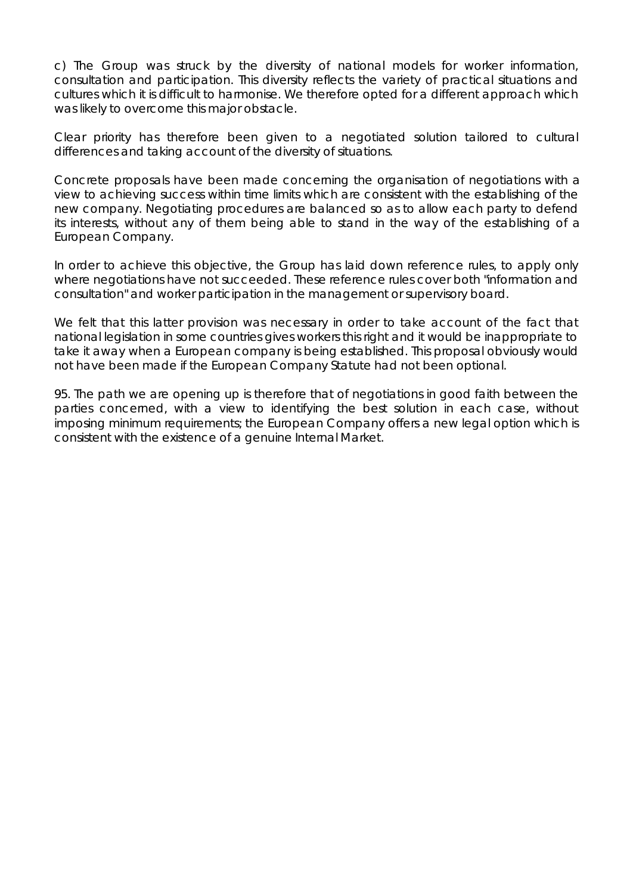c) The Group was struck by the diversity of national models for worker information, consultation and participation. This diversity reflects the variety of practical situations and cultures which it is difficult to harmonise. We therefore opted for a different approach which was likely to overcome this major obstacle.

Clear priority has therefore been given to a negotiated solution tailored to cultural differences and taking account of the diversity of situations.

Concrete proposals have been made concerning the organisation of negotiations with a view to achieving success within time limits which are consistent with the establishing of the new company. Negotiating procedures are balanced so as to allow each party to defend its interests, without any of them being able to stand in the way of the establishing of a European Company.

In order to achieve this objective, the Group has laid down reference rules, to apply only where negotiations have not succeeded. These reference rules cover both "information and consultation" and worker participation in the management or supervisory board.

We felt that this latter provision was necessary in order to take account of the fact that national legislation in some countries gives workers this right and it would be inappropriate to take it away when a European company is being established. This proposal obviously would not have been made if the European Company Statute had not been optional.

95. The path we are opening up is therefore that of negotiations in good faith between the parties concerned, with a view to identifying the best solution in each case, without imposing minimum requirements; the European Company offers a new legal option which is consistent with the existence of a genuine Internal Market.